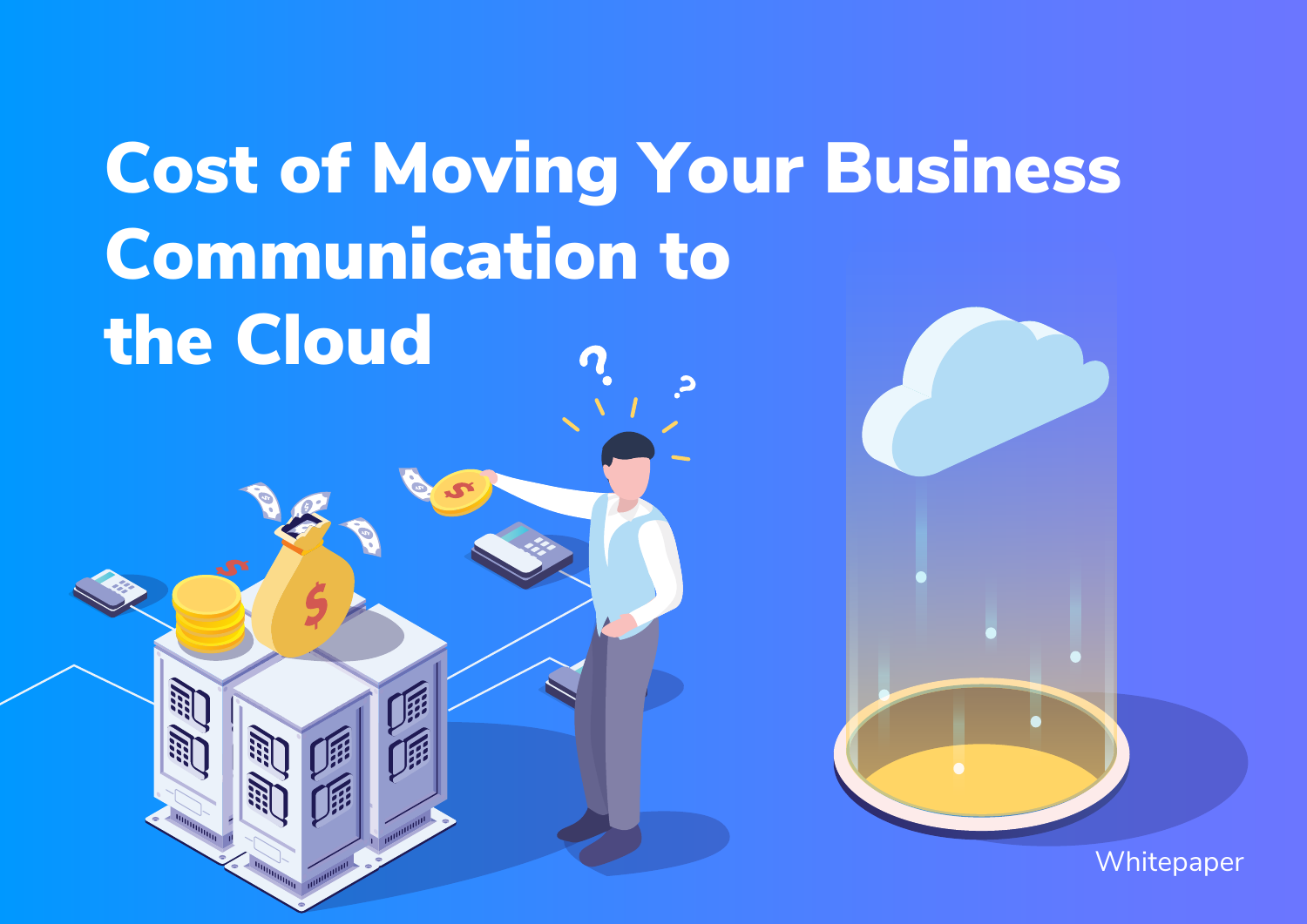# Cost of Moving Your Business Communication to the Cloud

Whitepaper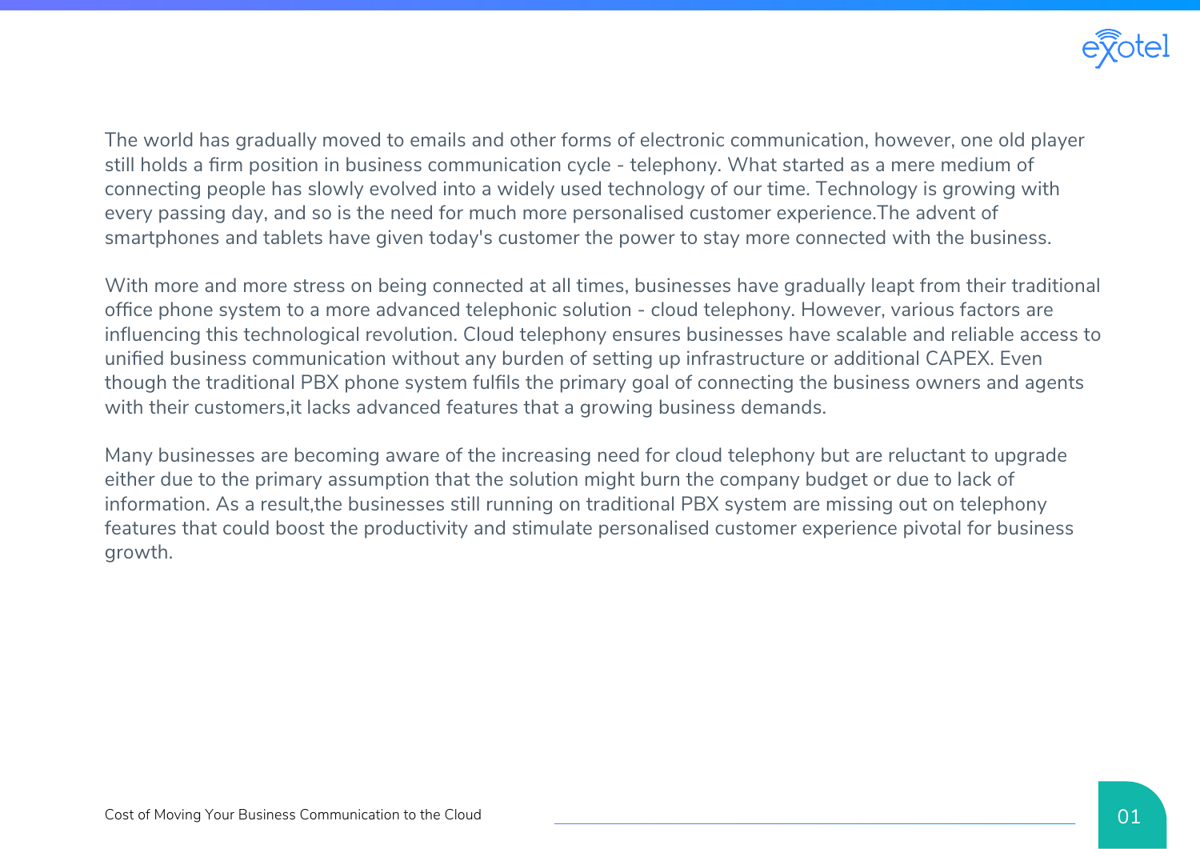The world has gradually moved to emails and other forms of electronic communication, however, one old player still holds a firm position in business communication cycle - telephony. What started as a mere medium of connecting people has slowly evolved into a widely used technology of our time. Technology is growing with every passing day, and so is the need for much more personalised customer experience.The advent of smartphones and tablets have given today's customer the power to stay more connected with the business.

With more and more stress on being connected at all times, businesses have gradually leapt from their traditional office phone system to a more advanced telephonic solution - cloud telephony. However, various factors are influencing this technological revolution. Cloud telephony ensures businesses have scalable and reliable access to unified business communication without any burden of setting up infrastructure or additional CAPEX. Even though the traditional PBX phone system fulfils the primary goal of connecting the business owners and agents with their customers,it lacks advanced features that a growing business demands.

Many businesses are becoming aware of the increasing need for cloud telephony but are reluctant to upgrade either due to the primary assumption that the solution might burn the company budget or due to lack of information. As a result,the businesses still running on traditional PBX system are missing out on telephony features that could boost the productivity and stimulate personalised customer experience pivotal for business growth.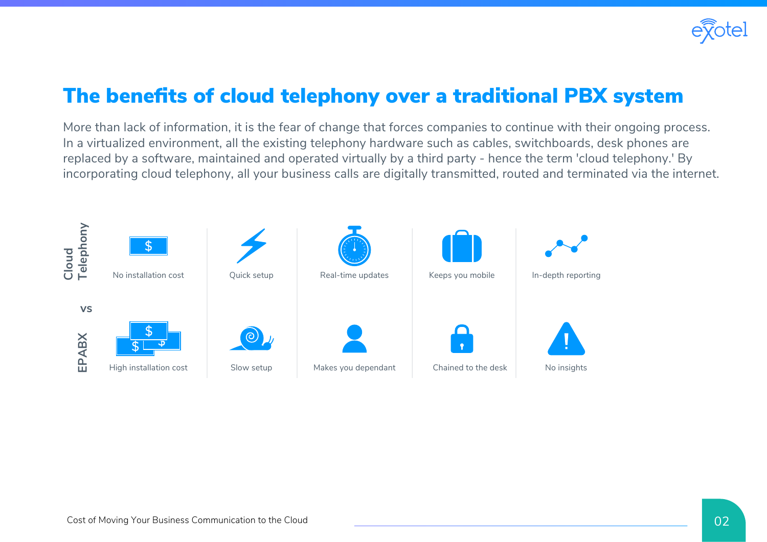# The benefits of cloud telephony over a traditional PBX system

More than lack of information, it is the fear of change that forces companies to continue with their ongoing process. In a virtualized environment, all the existing telephony hardware such as cables, switchboards, desk phones are replaced by a software, maintained and operated virtually by a third party - hence the term 'cloud telephony.' By incorporating cloud telephony, all your business calls are digitally transmitted, routed and terminated via the internet.

| | | | | | |
|---|---|---|---|---|---|
| **Cloud Telephony** | No installation cost | Quick setup | Real-time updates | Keeps you mobile | In-depth reporting |
| **vs** | | | | | |
| **EPABX** | High installation cost | Slow setup | Makes you dependant | Chained to the desk | No insights |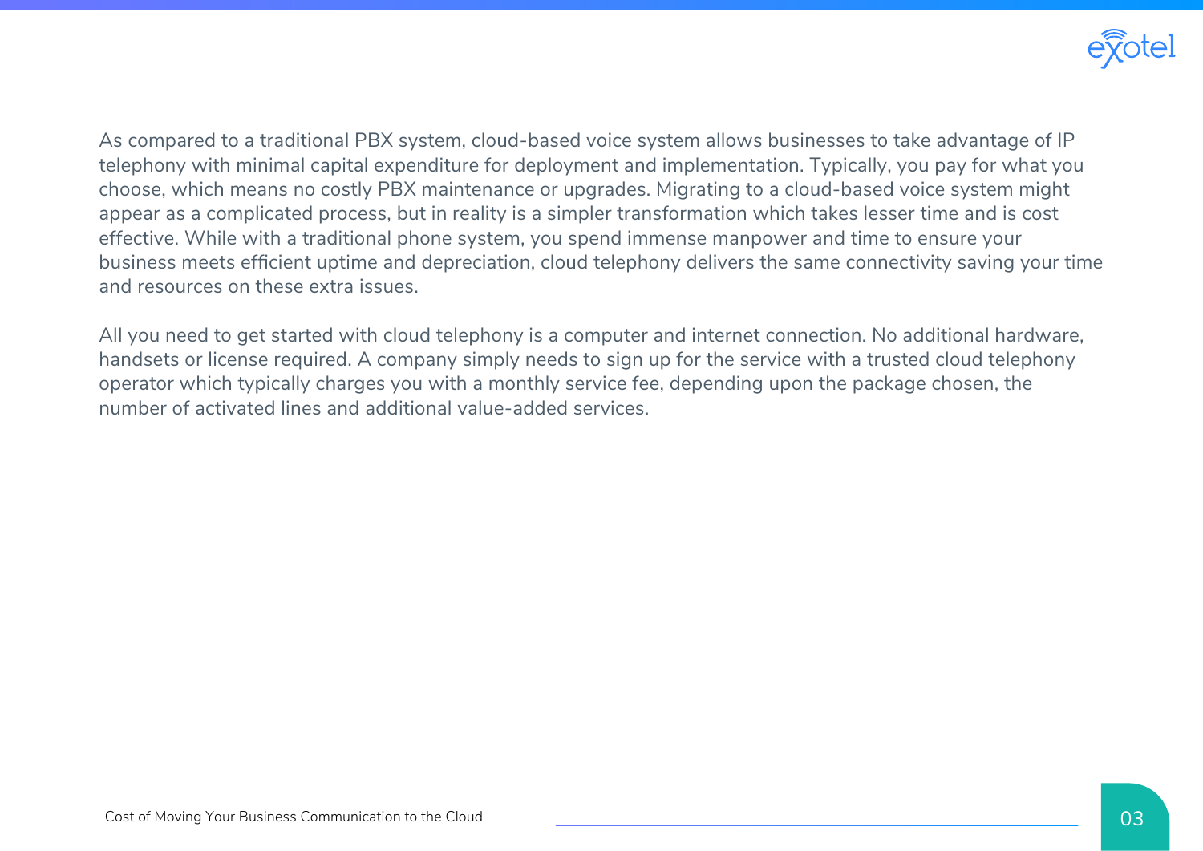As compared to a traditional PBX system, cloud-based voice system allows businesses to take advantage of IP telephony with minimal capital expenditure for deployment and implementation. Typically, you pay for what you choose, which means no costly PBX maintenance or upgrades. Migrating to a cloud-based voice system might appear as a complicated process, but in reality is a simpler transformation which takes lesser time and is cost effective. While with a traditional phone system, you spend immense manpower and time to ensure your business meets efficient uptime and depreciation, cloud telephony delivers the same connectivity saving your time and resources on these extra issues.

All you need to get started with cloud telephony is a computer and internet connection. No additional hardware, handsets or license required. A company simply needs to sign up for the service with a trusted cloud telephony operator which typically charges you with a monthly service fee, depending upon the package chosen, the number of activated lines and additional value-added services.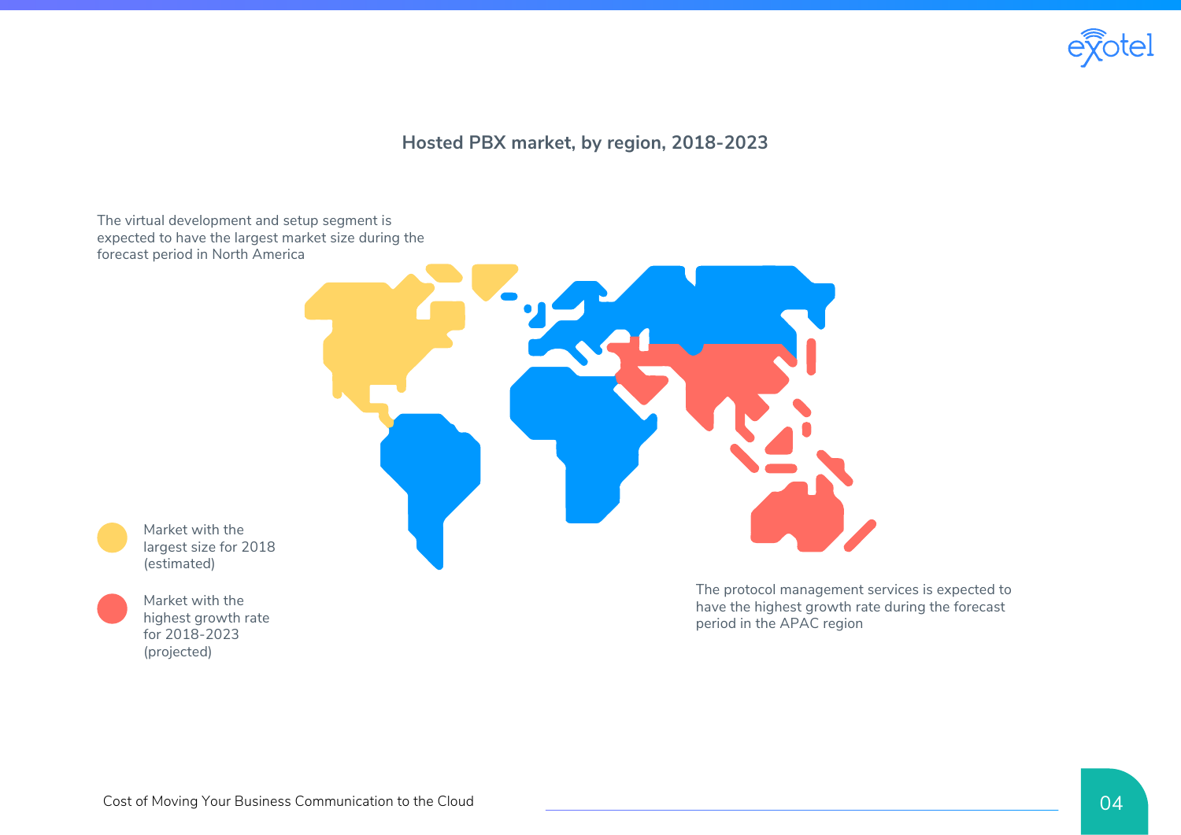## Hosted PBX market, by region, 2018-2023

The virtual development and setup segment is expected to have the largest market size during the forecast period in North America

The protocol management services is expected to have the highest growth rate during the forecast period in the APAC region

- Market with the largest size for 2018 (estimated)
- Market with the highest growth rate for 2018-2023 (projected)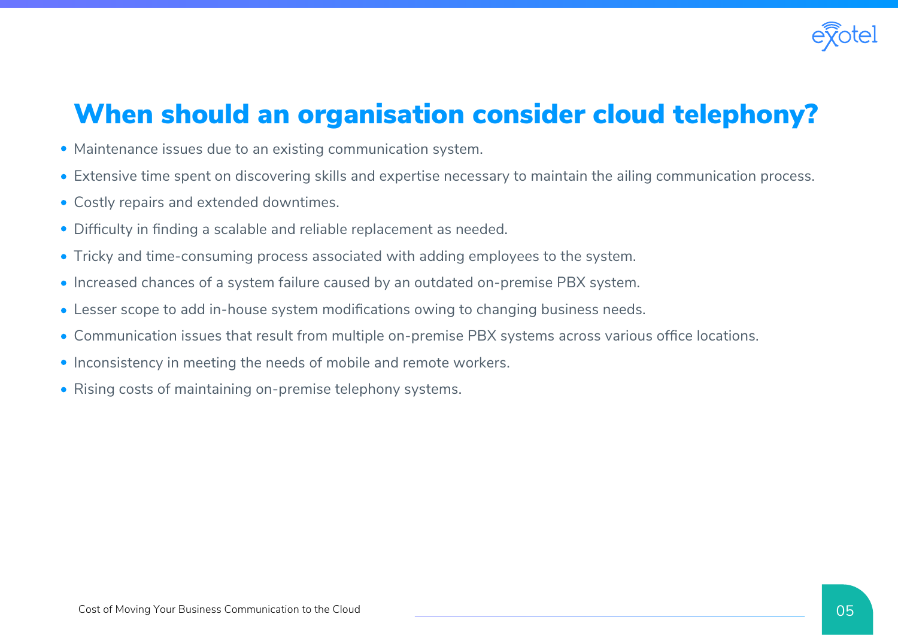## When should an organisation consider cloud telephony?

- Maintenance issues due to an existing communication system.
- Extensive time spent on discovering skills and expertise necessary to maintain the ailing communication process.
- Costly repairs and extended downtimes.
- Difficulty in finding a scalable and reliable replacement as needed.
- Tricky and time-consuming process associated with adding employees to the system.
- Increased chances of a system failure caused by an outdated on-premise PBX system.
- Lesser scope to add in-house system modifications owing to changing business needs.
- Communication issues that result from multiple on-premise PBX systems across various office locations.
- Inconsistency in meeting the needs of mobile and remote workers.
- Rising costs of maintaining on-premise telephony systems.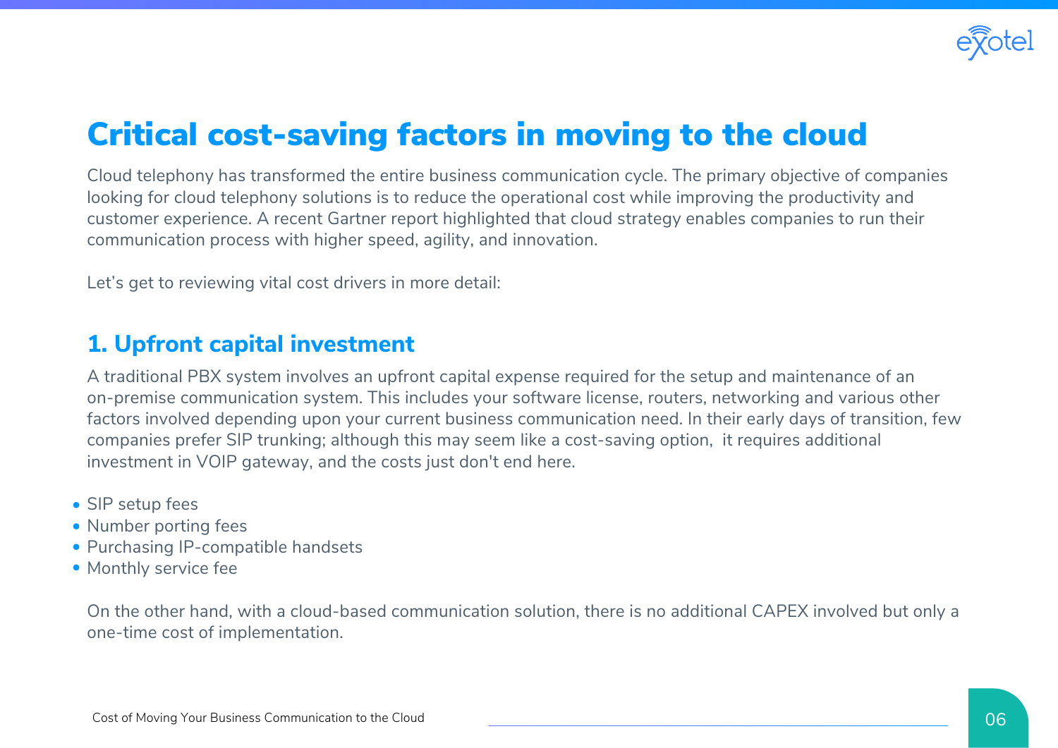# Critical cost-saving factors in moving to the cloud

Cloud telephony has transformed the entire business communication cycle. The primary objective of companies looking for cloud telephony solutions is to reduce the operational cost while improving the productivity and customer experience. A recent Gartner report highlighted that cloud strategy enables companies to run their communication process with higher speed, agility, and innovation.

Let's get to reviewing vital cost drivers in more detail:

## 1. Upfront capital investment

A traditional PBX system involves an upfront capital expense required for the setup and maintenance of an on-premise communication system. This includes your software license, routers, networking and various other factors involved depending upon your current business communication need. In their early days of transition, few companies prefer SIP trunking; although this may seem like a cost-saving option,  it requires additional investment in VOIP gateway, and the costs just don't end here.

- SIP setup fees
- Number porting fees
- Purchasing IP-compatible handsets
- Monthly service fee

On the other hand, with a cloud-based communication solution, there is no additional CAPEX involved but only a one-time cost of implementation.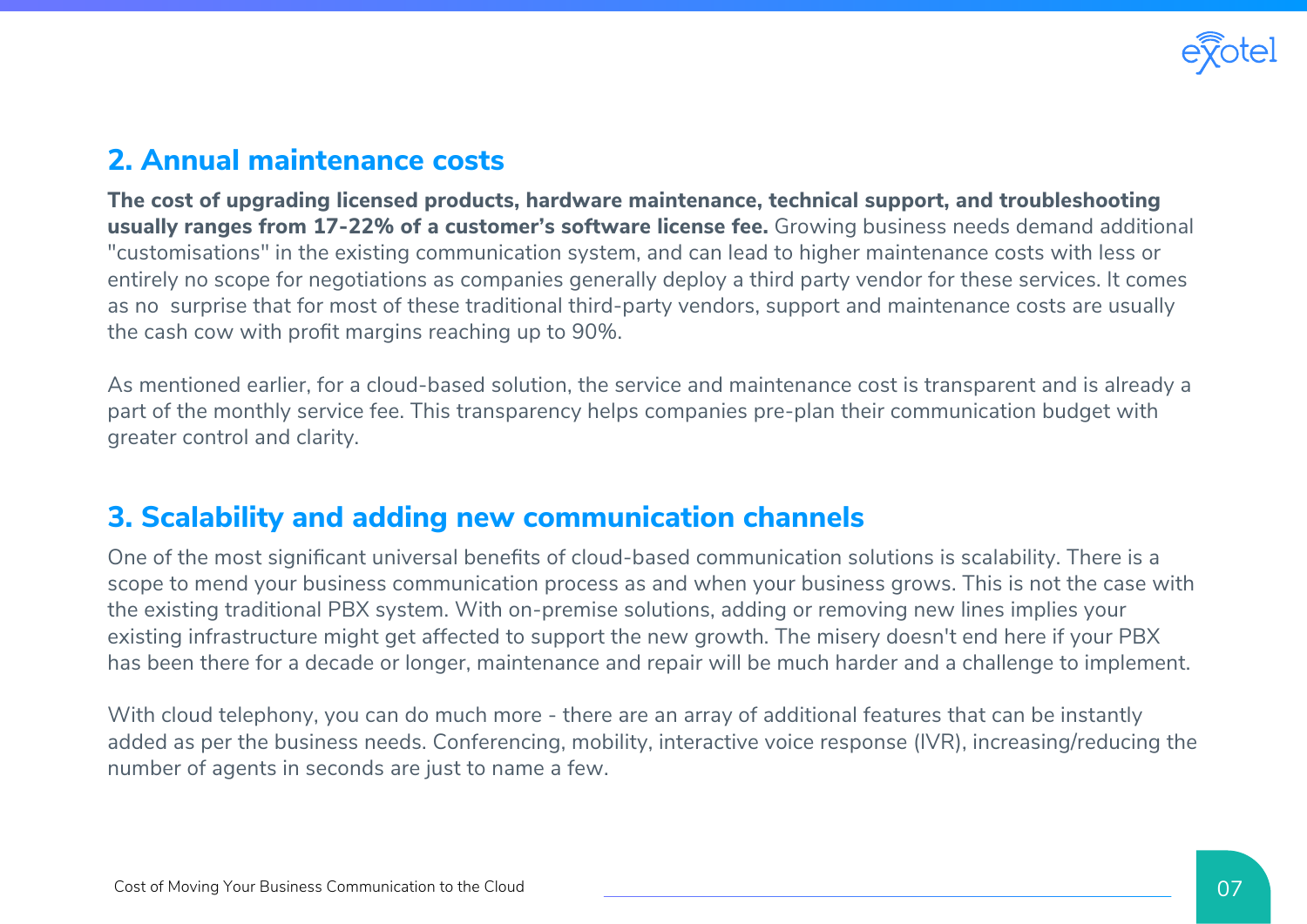## 2. Annual maintenance costs

**The cost of upgrading licensed products, hardware maintenance, technical support, and troubleshooting usually ranges from 17-22% of a customer's software license fee.** Growing business needs demand additional "customisations" in the existing communication system, and can lead to higher maintenance costs with less or entirely no scope for negotiations as companies generally deploy a third party vendor for these services. It comes as no surprise that for most of these traditional third-party vendors, support and maintenance costs are usually the cash cow with profit margins reaching up to 90%.

As mentioned earlier, for a cloud-based solution, the service and maintenance cost is transparent and is already a part of the monthly service fee. This transparency helps companies pre-plan their communication budget with greater control and clarity.

## 3. Scalability and adding new communication channels

One of the most significant universal benefits of cloud-based communication solutions is scalability. There is a scope to mend your business communication process as and when your business grows. This is not the case with the existing traditional PBX system. With on-premise solutions, adding or removing new lines implies your existing infrastructure might get affected to support the new growth. The misery doesn't end here if your PBX has been there for a decade or longer, maintenance and repair will be much harder and a challenge to implement.

With cloud telephony, you can do much more - there are an array of additional features that can be instantly added as per the business needs. Conferencing, mobility, interactive voice response (IVR), increasing/reducing the number of agents in seconds are just to name a few.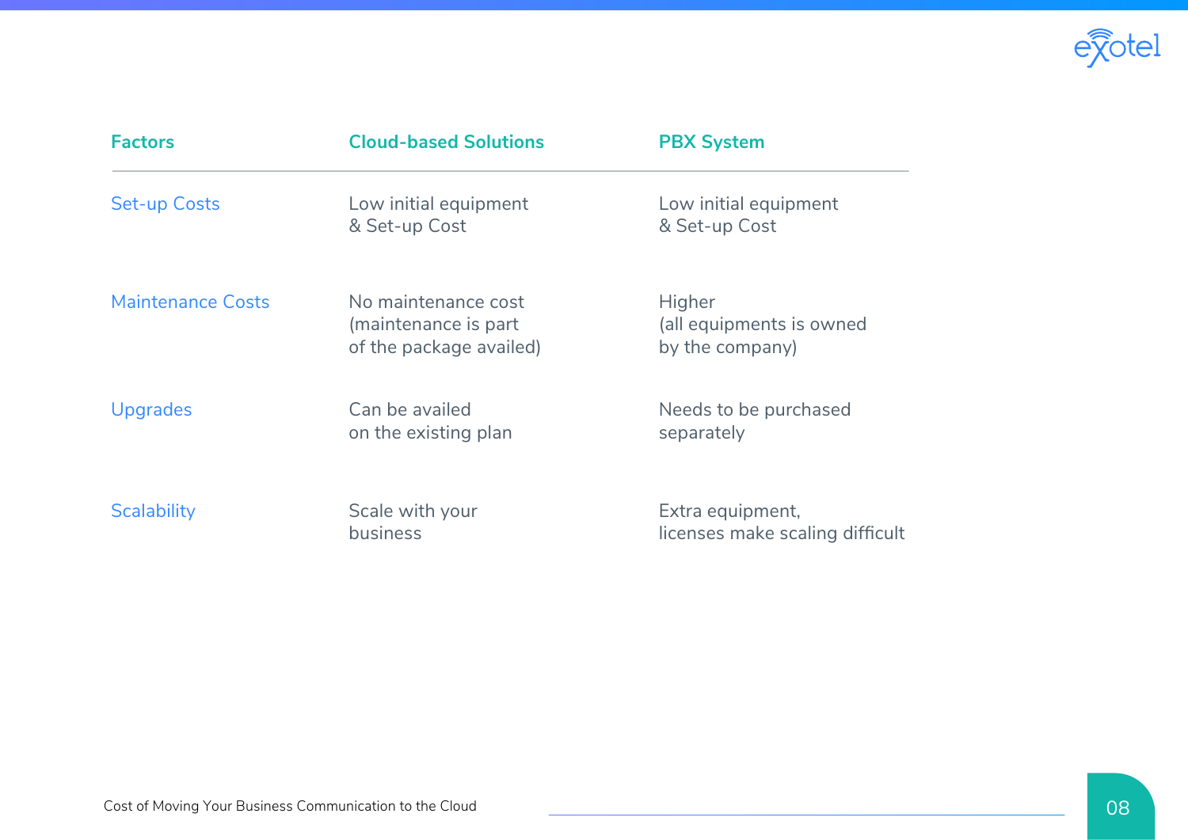| Factors | Cloud-based Solutions | PBX System |
|---|---|---|
| Set-up Costs | Low initial equipment & Set-up Cost | Low initial equipment & Set-up Cost |
| Maintenance Costs | No maintenance cost (maintenance is part of the package availed) | Higher (all equipments is owned by the company) |
| Upgrades | Can be availed on the existing plan | Needs to be purchased separately |
| Scalability | Scale with your business | Extra equipment, licenses make scaling difficult |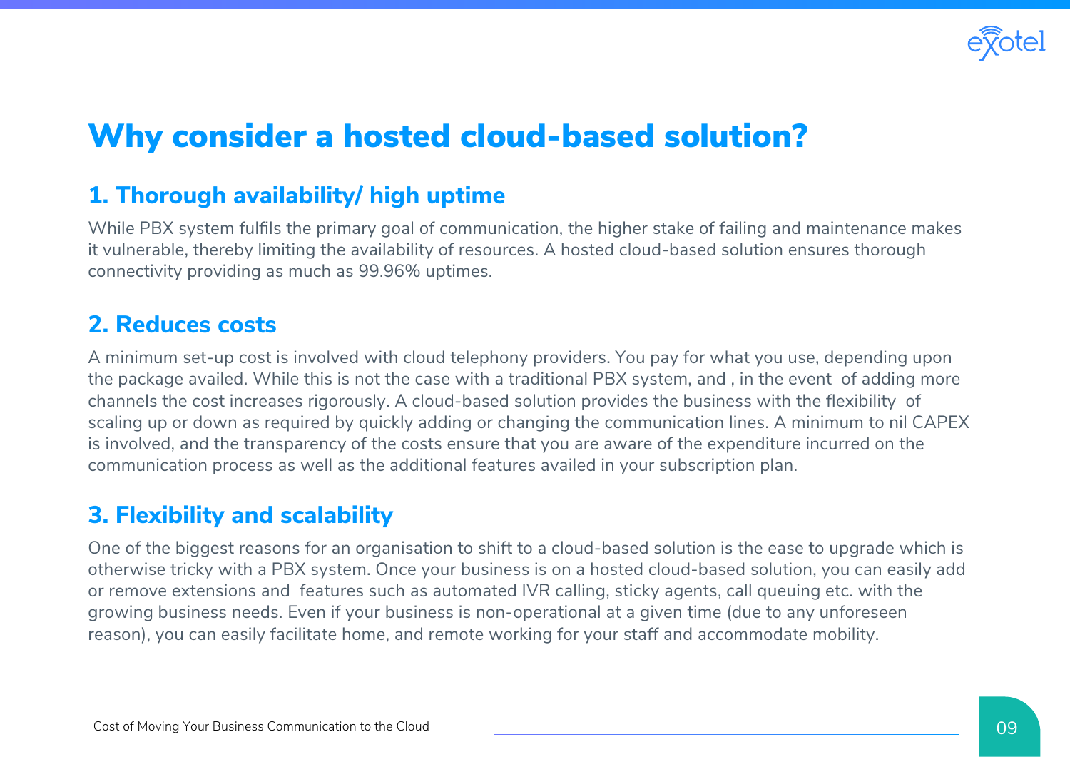# Why consider a hosted cloud-based solution?

## 1. Thorough availability/ high uptime

While PBX system fulfils the primary goal of communication, the higher stake of failing and maintenance makes it vulnerable, thereby limiting the availability of resources. A hosted cloud-based solution ensures thorough connectivity providing as much as 99.96% uptimes.

## 2. Reduces costs

A minimum set-up cost is involved with cloud telephony providers. You pay for what you use, depending upon the package availed. While this is not the case with a traditional PBX system, and , in the event of adding more channels the cost increases rigorously. A cloud-based solution provides the business with the flexibility of scaling up or down as required by quickly adding or changing the communication lines. A minimum to nil CAPEX is involved, and the transparency of the costs ensure that you are aware of the expenditure incurred on the communication process as well as the additional features availed in your subscription plan.

## 3. Flexibility and scalability

One of the biggest reasons for an organisation to shift to a cloud-based solution is the ease to upgrade which is otherwise tricky with a PBX system. Once your business is on a hosted cloud-based solution, you can easily add or remove extensions and features such as automated IVR calling, sticky agents, call queuing etc. with the growing business needs. Even if your business is non-operational at a given time (due to any unforeseen reason), you can easily facilitate home, and remote working for your staff and accommodate mobility.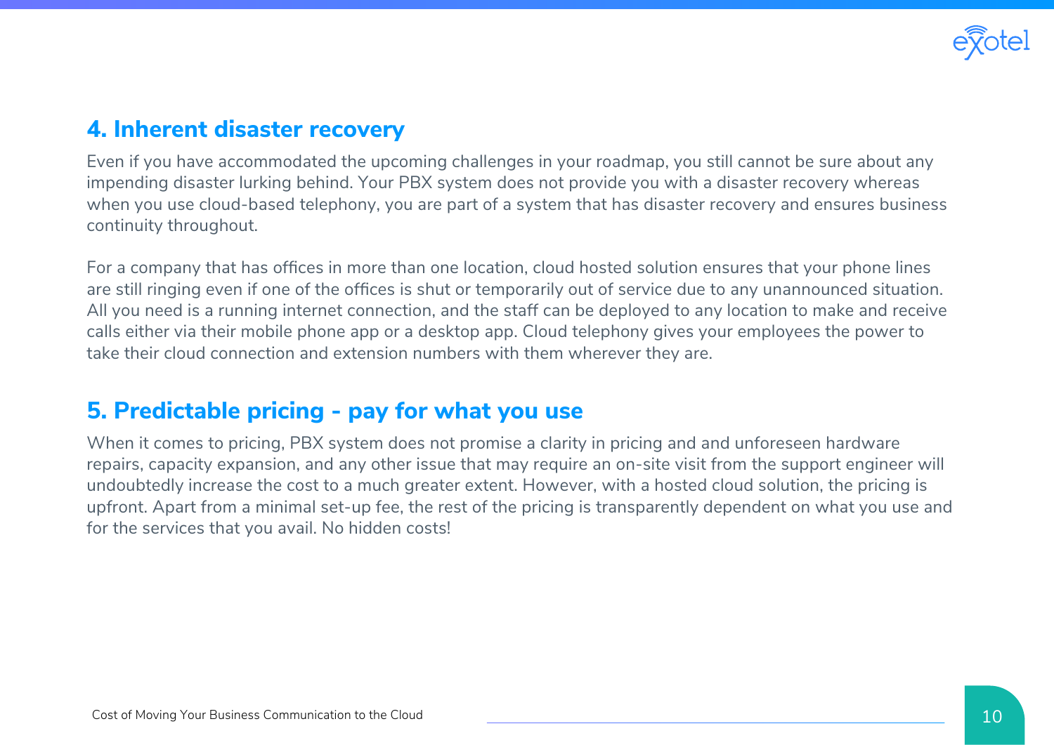## 4. Inherent disaster recovery

Even if you have accommodated the upcoming challenges in your roadmap, you still cannot be sure about any impending disaster lurking behind. Your PBX system does not provide you with a disaster recovery whereas when you use cloud-based telephony, you are part of a system that has disaster recovery and ensures business continuity throughout.

For a company that has offices in more than one location, cloud hosted solution ensures that your phone lines are still ringing even if one of the offices is shut or temporarily out of service due to any unannounced situation. All you need is a running internet connection, and the staff can be deployed to any location to make and receive calls either via their mobile phone app or a desktop app. Cloud telephony gives your employees the power to take their cloud connection and extension numbers with them wherever they are.

## 5. Predictable pricing - pay for what you use

When it comes to pricing, PBX system does not promise a clarity in pricing and and unforeseen hardware repairs, capacity expansion, and any other issue that may require an on-site visit from the support engineer will undoubtedly increase the cost to a much greater extent. However, with a hosted cloud solution, the pricing is upfront. Apart from a minimal set-up fee, the rest of the pricing is transparently dependent on what you use and for the services that you avail. No hidden costs!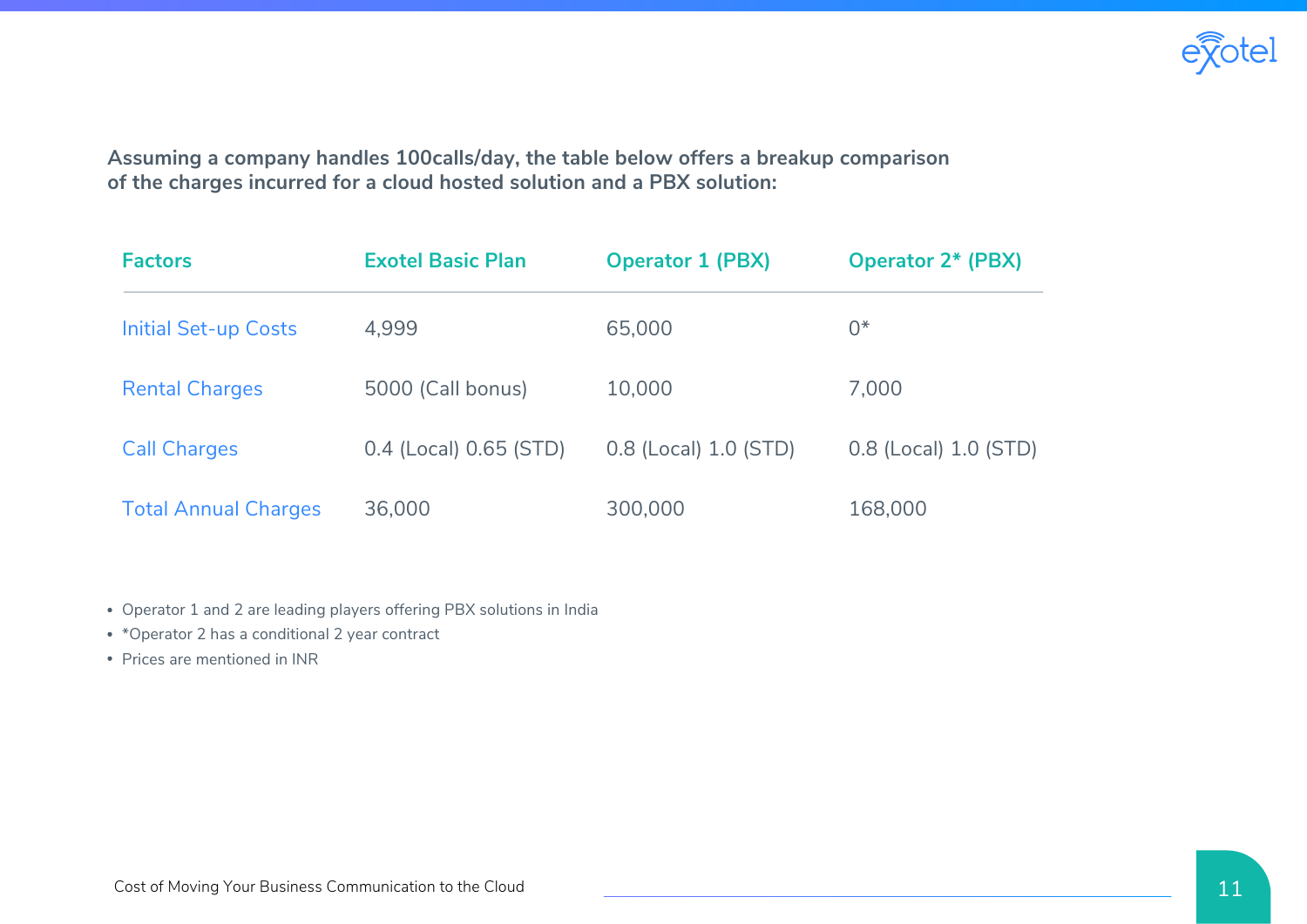**Assuming a company handles 100calls/day, the table below offers a breakup comparison of the charges incurred for a cloud hosted solution and a PBX solution:**

| Factors | Exotel Basic Plan | Operator 1 (PBX) | Operator 2* (PBX) |
|---|---|---|---|
| Initial Set-up Costs | 4,999 | 65,000 | 0* |
| Rental Charges | 5000 (Call bonus) | 10,000 | 7,000 |
| Call Charges | 0.4 (Local) 0.65 (STD) | 0.8 (Local) 1.0 (STD) | 0.8 (Local) 1.0 (STD) |
| Total Annual Charges | 36,000 | 300,000 | 168,000 |

- Operator 1 and 2 are leading players offering PBX solutions in India
- *Operator 2 has a conditional 2 year contract
- Prices are mentioned in INR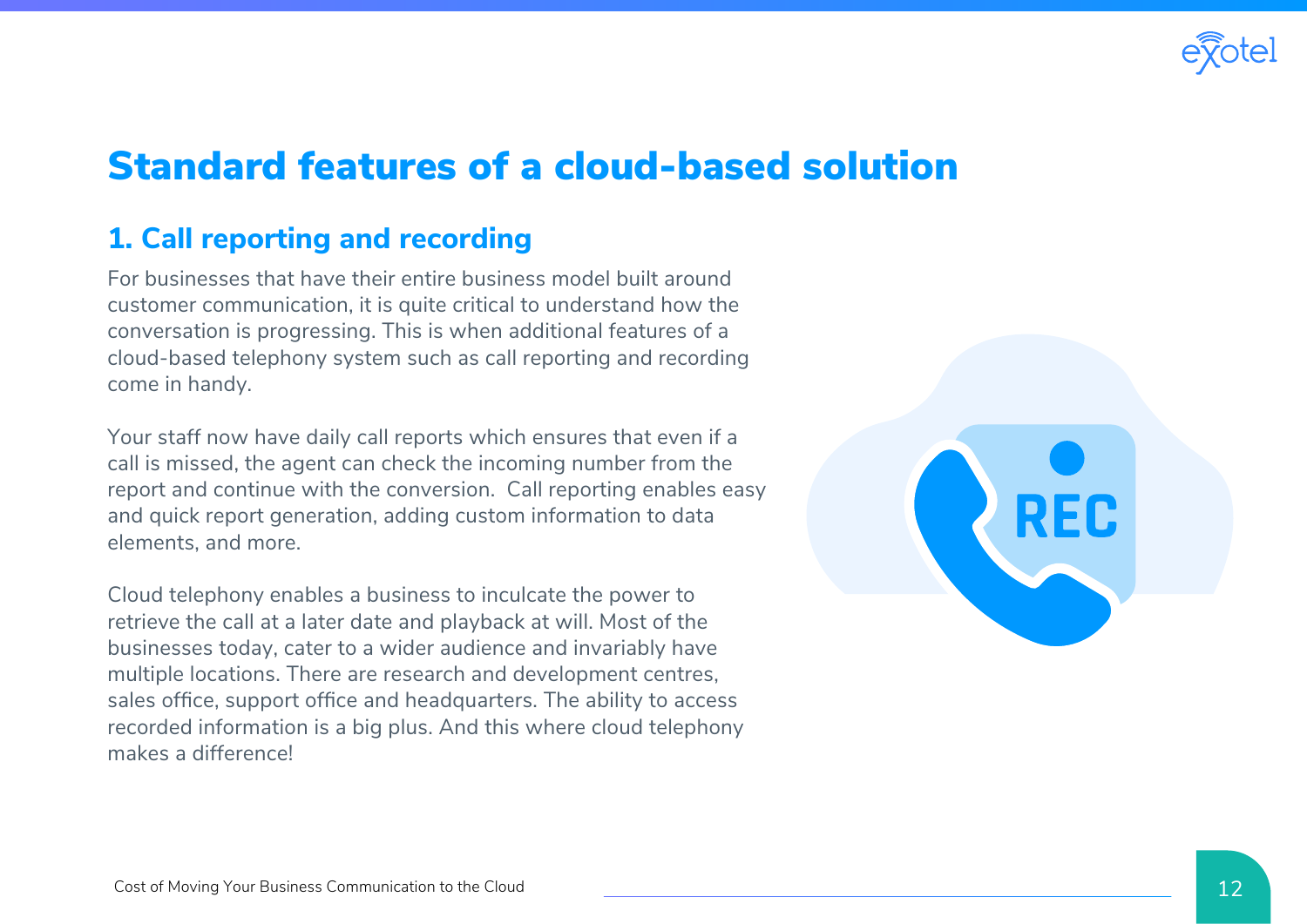# Standard features of a cloud-based solution

## 1. Call reporting and recording

For businesses that have their entire business model built around customer communication, it is quite critical to understand how the conversation is progressing. This is when additional features of a cloud-based telephony system such as call reporting and recording come in handy.

Your staff now have daily call reports which ensures that even if a call is missed, the agent can check the incoming number from the report and continue with the conversion. Call reporting enables easy and quick report generation, adding custom information to data elements, and more.

Cloud telephony enables a business to inculcate the power to retrieve the call at a later date and playback at will. Most of the businesses today, cater to a wider audience and invariably have multiple locations. There are research and development centres, sales office, support office and headquarters. The ability to access recorded information is a big plus. And this where cloud telephony makes a difference!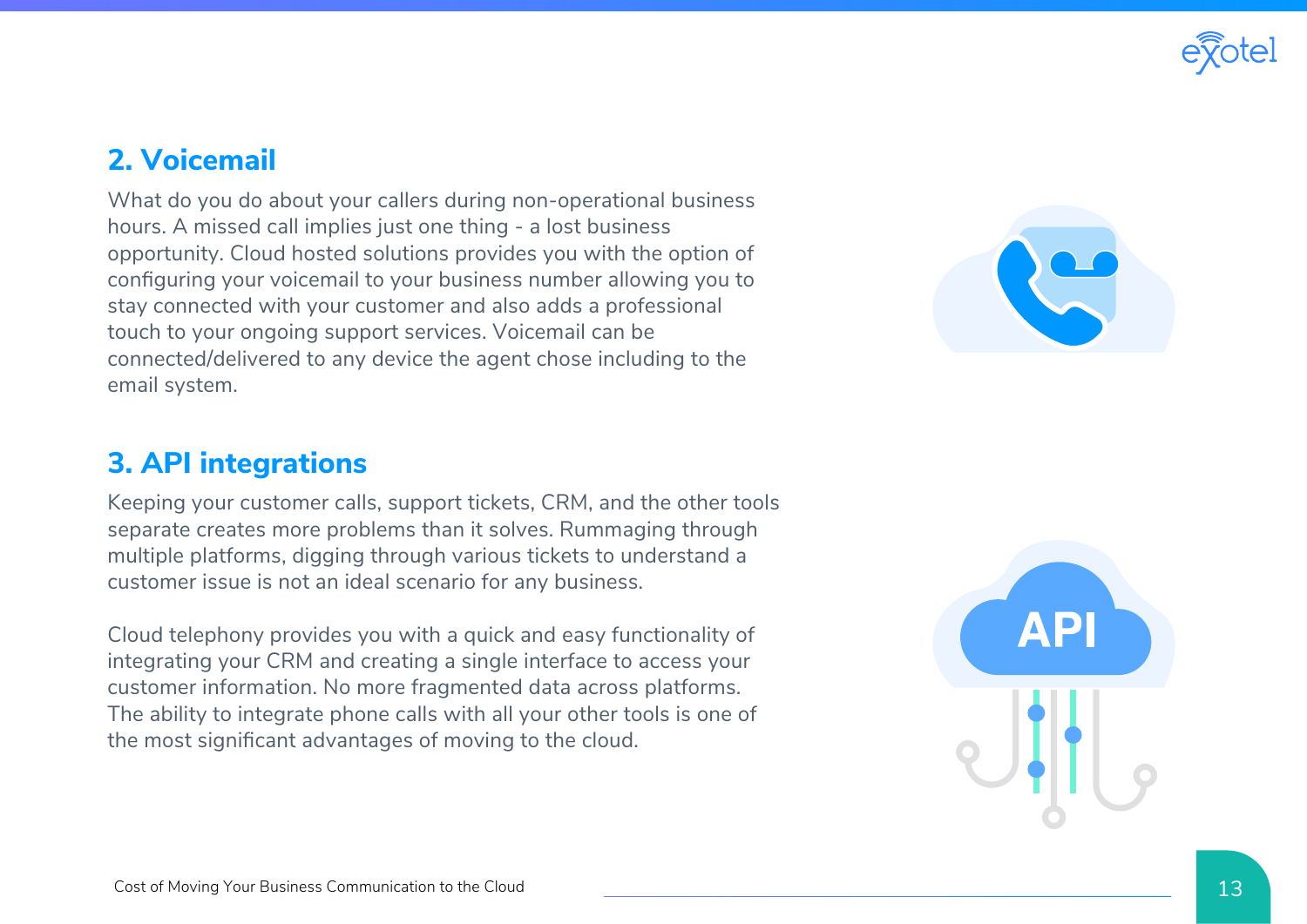## 2. Voicemail

What do you do about your callers during non-operational business hours. A missed call implies just one thing - a lost business opportunity. Cloud hosted solutions provides you with the option of configuring your voicemail to your business number allowing you to stay connected with your customer and also adds a professional touch to your ongoing support services. Voicemail can be connected/delivered to any device the agent chose including to the email system.

## 3. API integrations

Keeping your customer calls, support tickets, CRM, and the other tools separate creates more problems than it solves. Rummaging through multiple platforms, digging through various tickets to understand a customer issue is not an ideal scenario for any business.

Cloud telephony provides you with a quick and easy functionality of integrating your CRM and creating a single interface to access your customer information. No more fragmented data across platforms. The ability to integrate phone calls with all your other tools is one of the most significant advantages of moving to the cloud.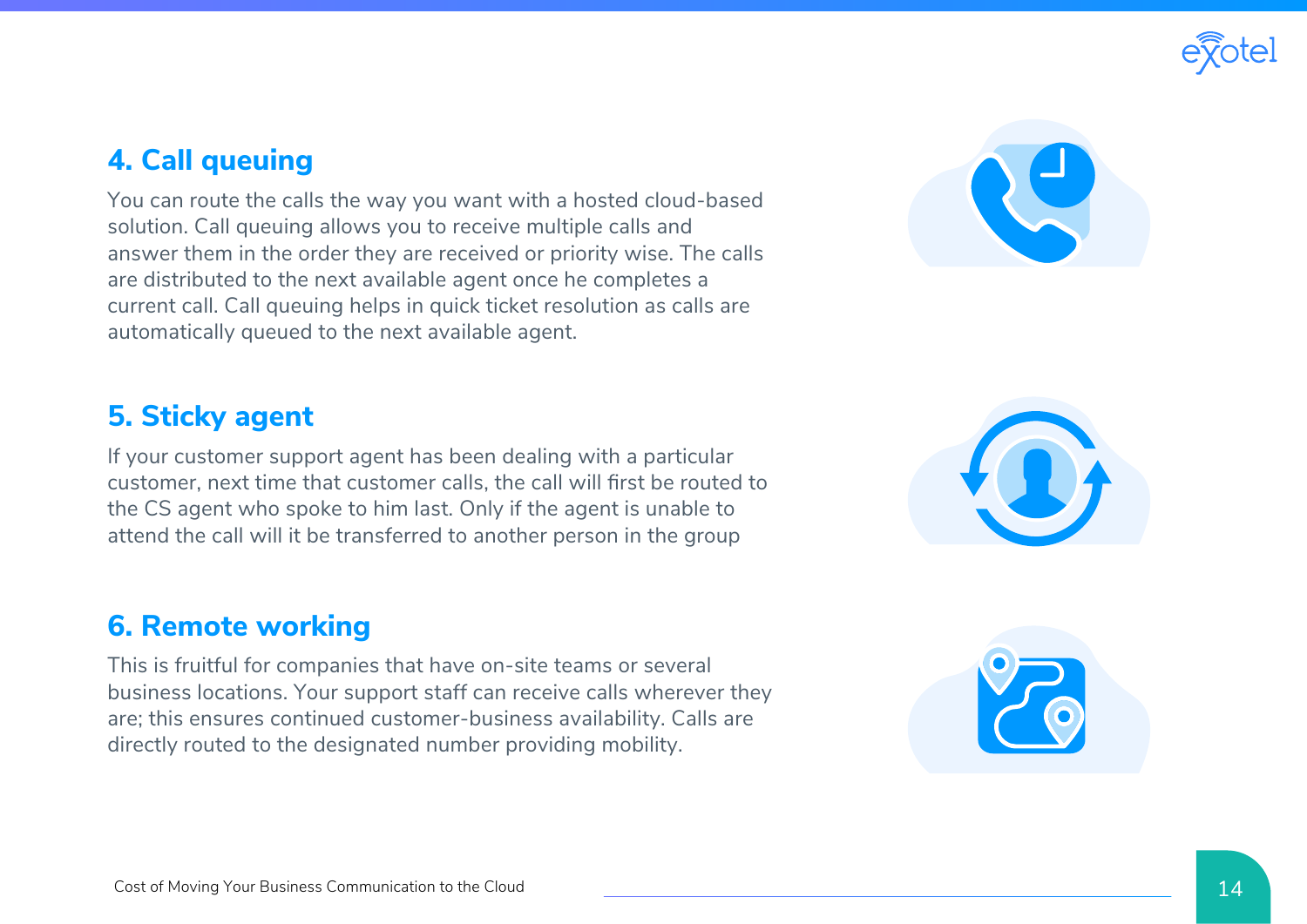## 4. Call queuing

You can route the calls the way you want with a hosted cloud-based solution. Call queuing allows you to receive multiple calls and answer them in the order they are received or priority wise. The calls are distributed to the next available agent once he completes a current call. Call queuing helps in quick ticket resolution as calls are automatically queued to the next available agent.

## 5. Sticky agent

If your customer support agent has been dealing with a particular customer, next time that customer calls, the call will first be routed to the CS agent who spoke to him last. Only if the agent is unable to attend the call will it be transferred to another person in the group

## 6. Remote working

This is fruitful for companies that have on-site teams or several business locations. Your support staff can receive calls wherever they are; this ensures continued customer-business availability. Calls are directly routed to the designated number providing mobility.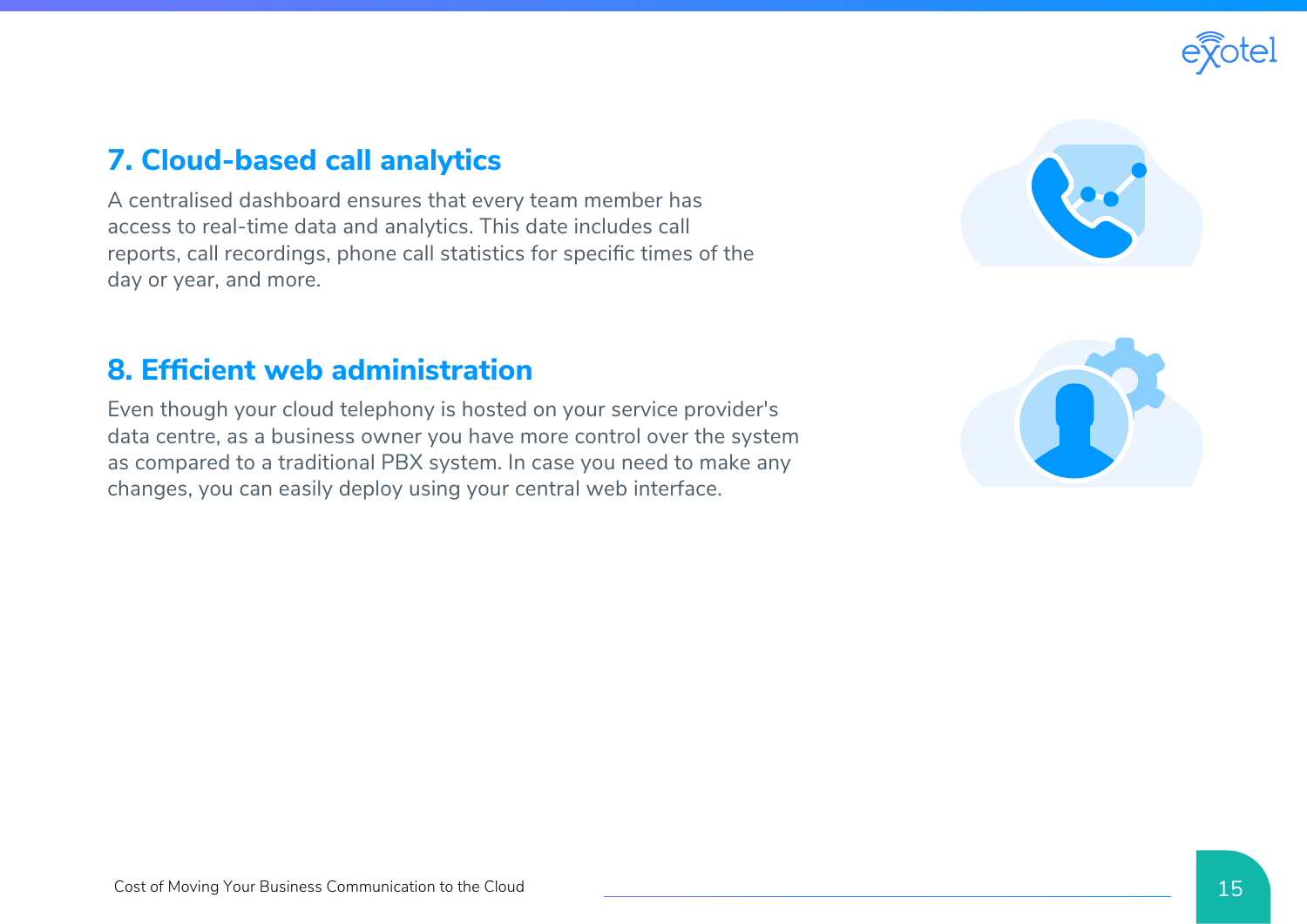## 7. Cloud-based call analytics

A centralised dashboard ensures that every team member has access to real-time data and analytics. This date includes call reports, call recordings, phone call statistics for specific times of the day or year, and more.

## 8. Efficient web administration

Even though your cloud telephony is hosted on your service provider's data centre, as a business owner you have more control over the system as compared to a traditional PBX system. In case you need to make any changes, you can easily deploy using your central web interface.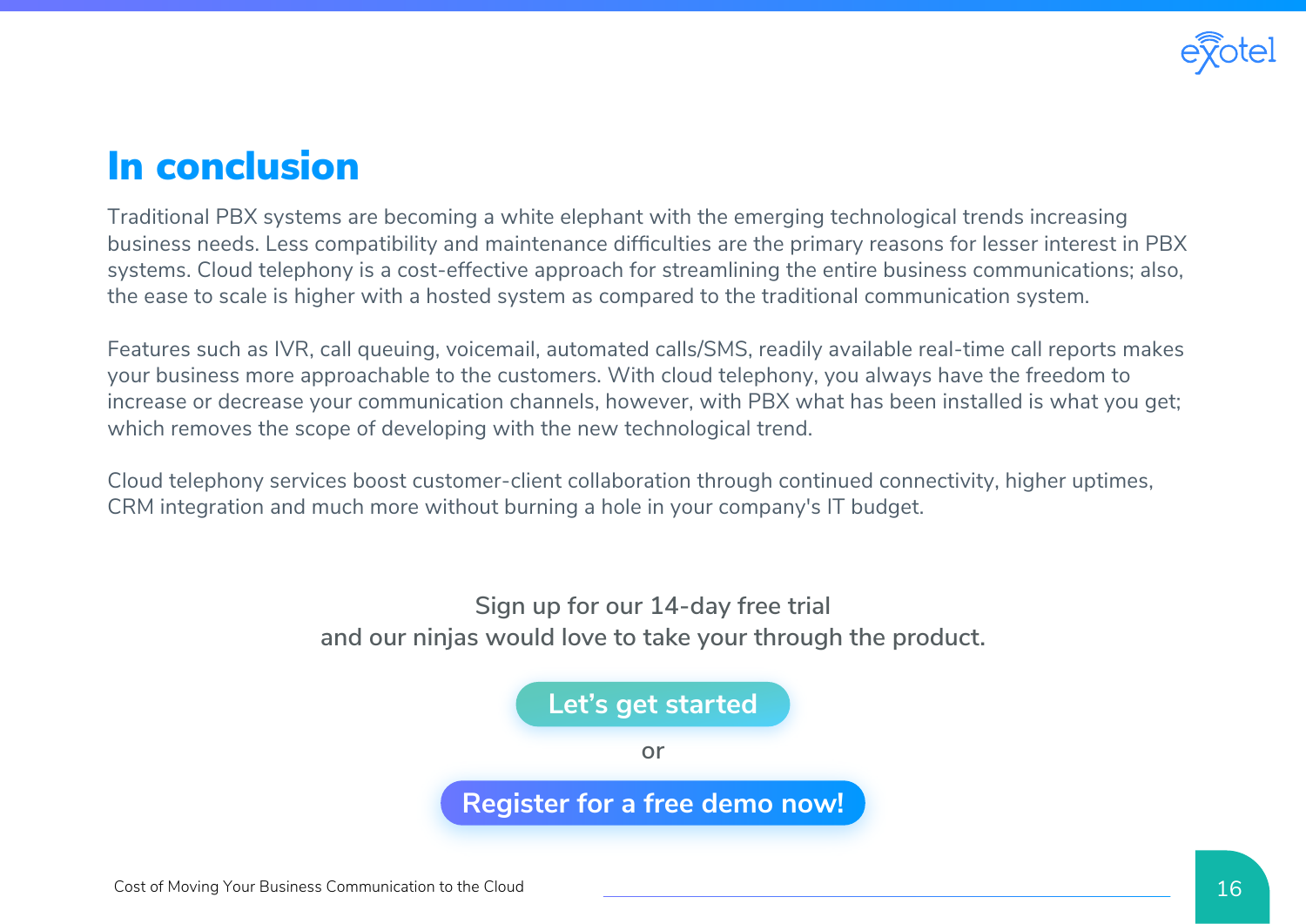# In conclusion

Traditional PBX systems are becoming a white elephant with the emerging technological trends increasing business needs. Less compatibility and maintenance difficulties are the primary reasons for lesser interest in PBX systems. Cloud telephony is a cost-effective approach for streamlining the entire business communications; also, the ease to scale is higher with a hosted system as compared to the traditional communication system.

Features such as IVR, call queuing, voicemail, automated calls/SMS, readily available real-time call reports makes your business more approachable to the customers. With cloud telephony, you always have the freedom to increase or decrease your communication channels, however, with PBX what has been installed is what you get; which removes the scope of developing with the new technological trend.

Cloud telephony services boost customer-client collaboration through continued connectivity, higher uptimes, CRM integration and much more without burning a hole in your company's IT budget.

Sign up for our 14-day free trial
and our ninjas would love to take your through the product.

**Let's get started**

or

**Register for a free demo now!**